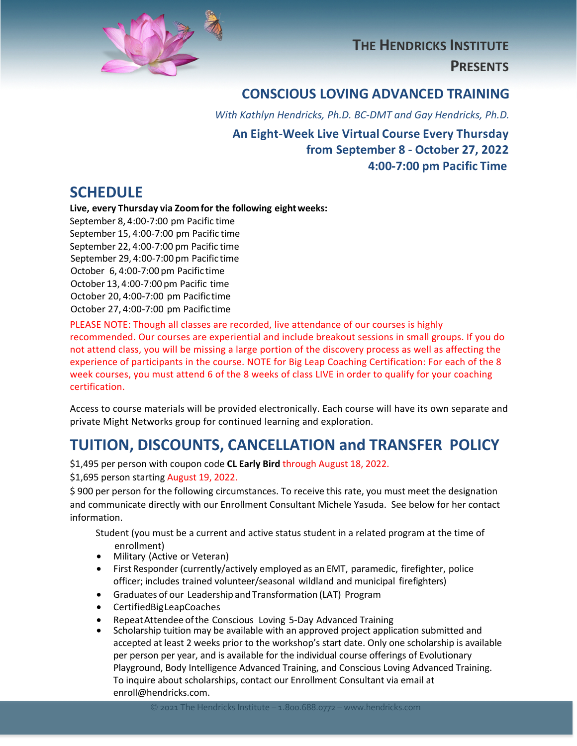THE HENDRICKS INSTITUTE PRESENTS

# CONSCIOUS LOVING ADVANCED TRAINING

*With Kathlyn Hendricks, Ph.D. BC-DMT and Gay Hendricks, Ph.D.*

**An Eight-Week Live Virtual Course Every Thursday from September 8 - October 27, 2022 4:00-7:00 pm Pacific Time**

## SCHEDULE

**Live, every Thursday via Zoom for the following eight weeks:**

September 8, 4:00-7:00 pm Pacific time
September 15, 4:00-7:00 pm Pacific time
September 22, 4:00-7:00 pm Pacific time
September 29, 4:00-7:00 pm Pacific time
October 6, 4:00-7:00 pm Pacific time
October 13, 4:00-7:00 pm Pacific time
October 20, 4:00-7:00 pm Pacific time
October 27, 4:00-7:00 pm Pacific time

PLEASE NOTE: Though all classes are recorded, live attendance of our courses is highly recommended. Our courses are experiential and include breakout sessions in small groups. If you do not attend class, you will be missing a large portion of the discovery process as well as affecting the experience of participants in the course. NOTE for Big Leap Coaching Certification: For each of the 8 week courses, you must attend 6 of the 8 weeks of class LIVE in order to qualify for your coaching certification.

Access to course materials will be provided electronically. Each course will have its own separate and private Might Networks group for continued learning and exploration.

## TUITION, DISCOUNTS, CANCELLATION and TRANSFER POLICY

$1,495 per person with coupon code **CL Early Bird** through August 18, 2022.

$1,695 person starting August 19, 2022.

$ 900 per person for the following circumstances. To receive this rate, you must meet the designation and communicate directly with our Enrollment Consultant Michele Yasuda. See below for her contact information.

Student (you must be a current and active status student in a related program at the time of enrollment)

- Military (Active or Veteran)
- First Responder (currently/actively employed as an EMT, paramedic, firefighter, police officer; includes trained volunteer/seasonal wildland and municipal firefighters)
- Graduates of our Leadership and Transformation (LAT) Program
- Certified Big Leap Coaches
- Repeat Attendee of the Conscious Loving 5-Day Advanced Training
- Scholarship tuition may be available with an approved project application submitted and accepted at least 2 weeks prior to the workshop's start date. Only one scholarship is available per person per year, and is available for the individual course offerings of Evolutionary Playground, Body Intelligence Advanced Training, and Conscious Loving Advanced Training. To inquire about scholarships, contact our Enrollment Consultant via email at enroll@hendricks.com.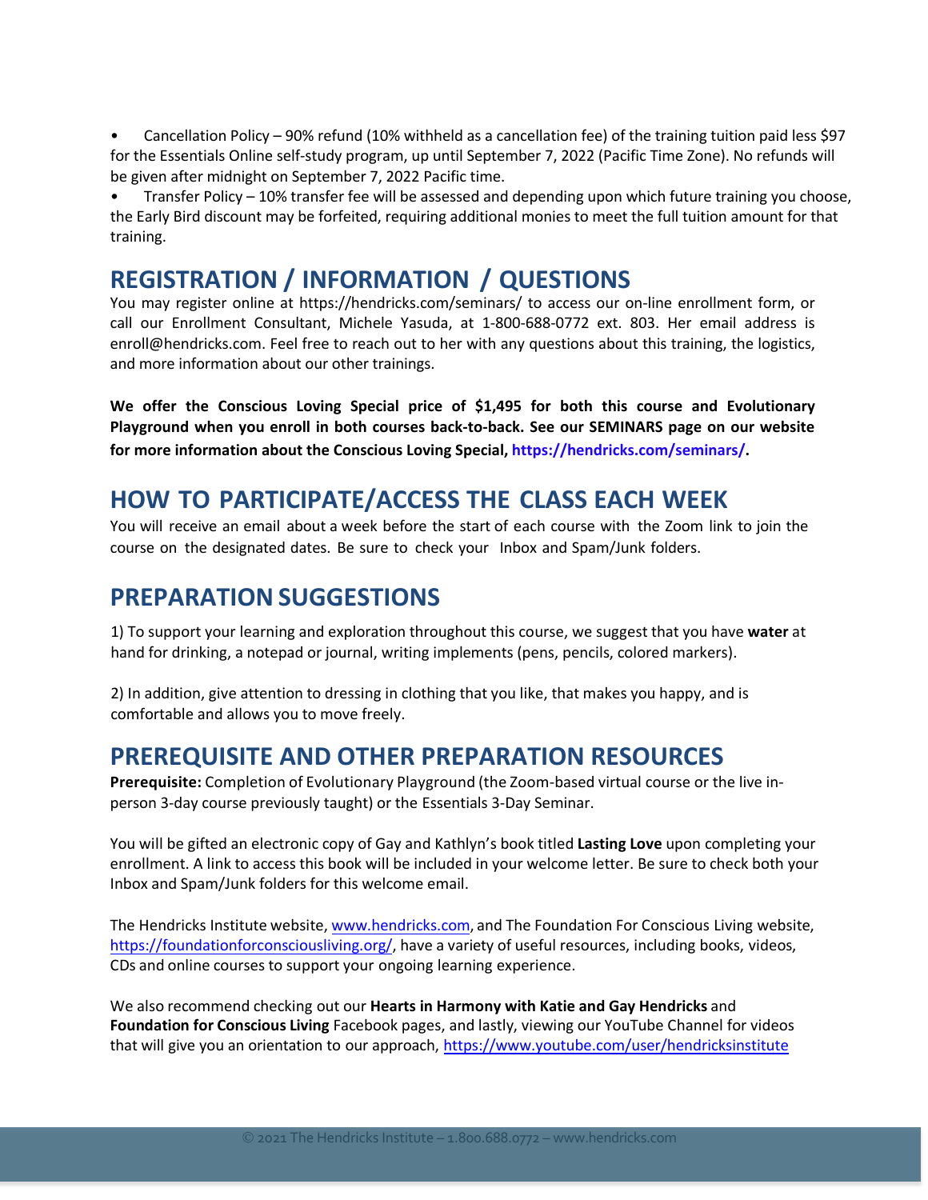- Cancellation Policy – 90% refund (10% withheld as a cancellation fee) of the training tuition paid less $97 for the Essentials Online self-study program, up until September 7, 2022 (Pacific Time Zone). No refunds will be given after midnight on September 7, 2022 Pacific time.
- Transfer Policy – 10% transfer fee will be assessed and depending upon which future training you choose, the Early Bird discount may be forfeited, requiring additional monies to meet the full tuition amount for that training.

## REGISTRATION / INFORMATION / QUESTIONS

You may register online at https://hendricks.com/seminars/ to access our on-line enrollment form, or call our Enrollment Consultant, Michele Yasuda, at 1-800-688-0772 ext. 803. Her email address is enroll@hendricks.com. Feel free to reach out to her with any questions about this training, the logistics, and more information about our other trainings.

**We offer the Conscious Loving Special price of $1,495 for both this course and Evolutionary Playground when you enroll in both courses back-to-back. See our SEMINARS page on our website for more information about the Conscious Loving Special, https://hendricks.com/seminars/.**

## HOW TO PARTICIPATE/ACCESS THE CLASS EACH WEEK

You will receive an email about a week before the start of each course with the Zoom link to join the course on the designated dates. Be sure to check your Inbox and Spam/Junk folders.

## PREPARATION SUGGESTIONS

1) To support your learning and exploration throughout this course, we suggest that you have **water** at hand for drinking, a notepad or journal, writing implements (pens, pencils, colored markers).

2) In addition, give attention to dressing in clothing that you like, that makes you happy, and is comfortable and allows you to move freely.

## PREREQUISITE AND OTHER PREPARATION RESOURCES

**Prerequisite:** Completion of Evolutionary Playground (the Zoom-based virtual course or the live in-person 3-day course previously taught) or the Essentials 3-Day Seminar.

You will be gifted an electronic copy of Gay and Kathlyn's book titled **Lasting Love** upon completing your enrollment. A link to access this book will be included in your welcome letter. Be sure to check both your Inbox and Spam/Junk folders for this welcome email.

The Hendricks Institute website, www.hendricks.com, and The Foundation For Conscious Living website, https://foundationforconsciousliving.org/, have a variety of useful resources, including books, videos, CDs and online courses to support your ongoing learning experience.

We also recommend checking out our **Hearts in Harmony with Katie and Gay Hendricks** and **Foundation for Conscious Living** Facebook pages, and lastly, viewing our YouTube Channel for videos that will give you an orientation to our approach, https://www.youtube.com/user/hendricksinstitute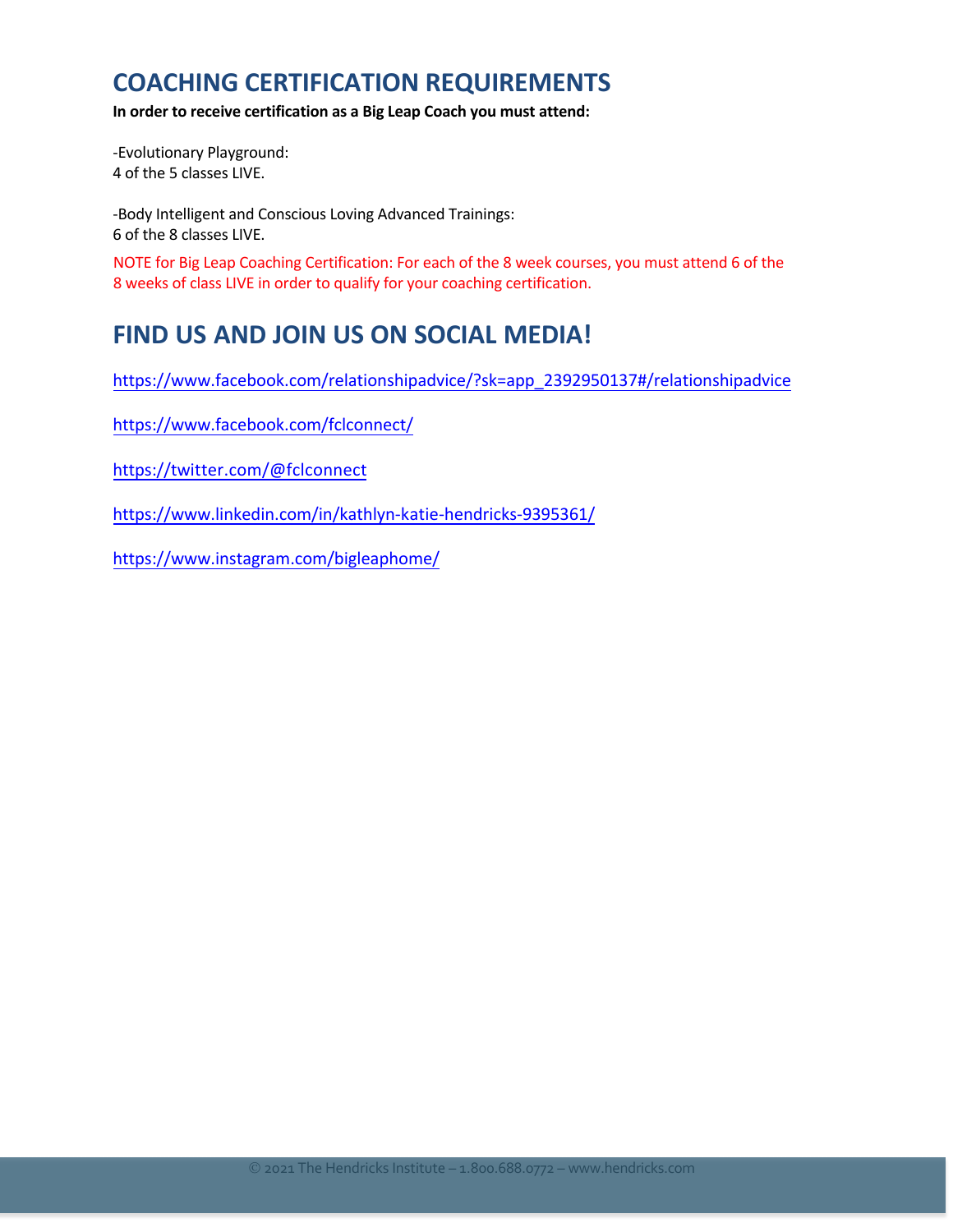## COACHING CERTIFICATION REQUIREMENTS

**In order to receive certification as a Big Leap Coach you must attend:**

-Evolutionary Playground:
4 of the 5 classes LIVE.

-Body Intelligent and Conscious Loving Advanced Trainings:
6 of the 8 classes LIVE.

NOTE for Big Leap Coaching Certification: For each of the 8 week courses, you must attend 6 of the 8 weeks of class LIVE in order to qualify for your coaching certification.

## FIND US AND JOIN US ON SOCIAL MEDIA!

https://www.facebook.com/relationshipadvice/?sk=app_2392950137#/relationshipadvice

https://www.facebook.com/fclconnect/

https://twitter.com/@fclconnect

https://www.linkedin.com/in/kathlyn-katie-hendricks-9395361/

https://www.instagram.com/bigleaphome/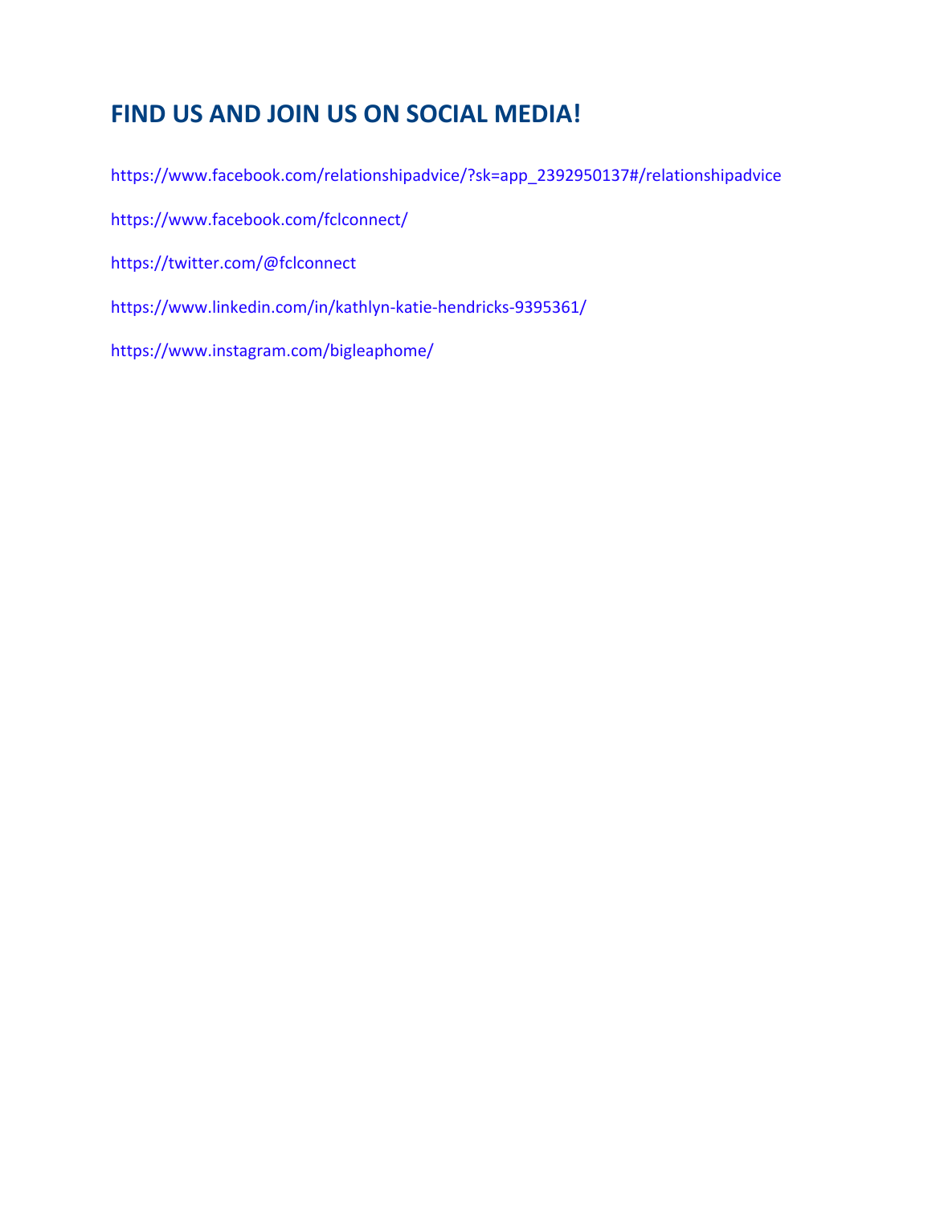## FIND US AND JOIN US ON SOCIAL MEDIA!

https://www.facebook.com/relationshipadvice/?sk=app_2392950137#/relationshipadvice

https://www.facebook.com/fclconnect/

https://twitter.com/@fclconnect

https://www.linkedin.com/in/kathlyn-katie-hendricks-9395361/

https://www.instagram.com/bigleaphome/